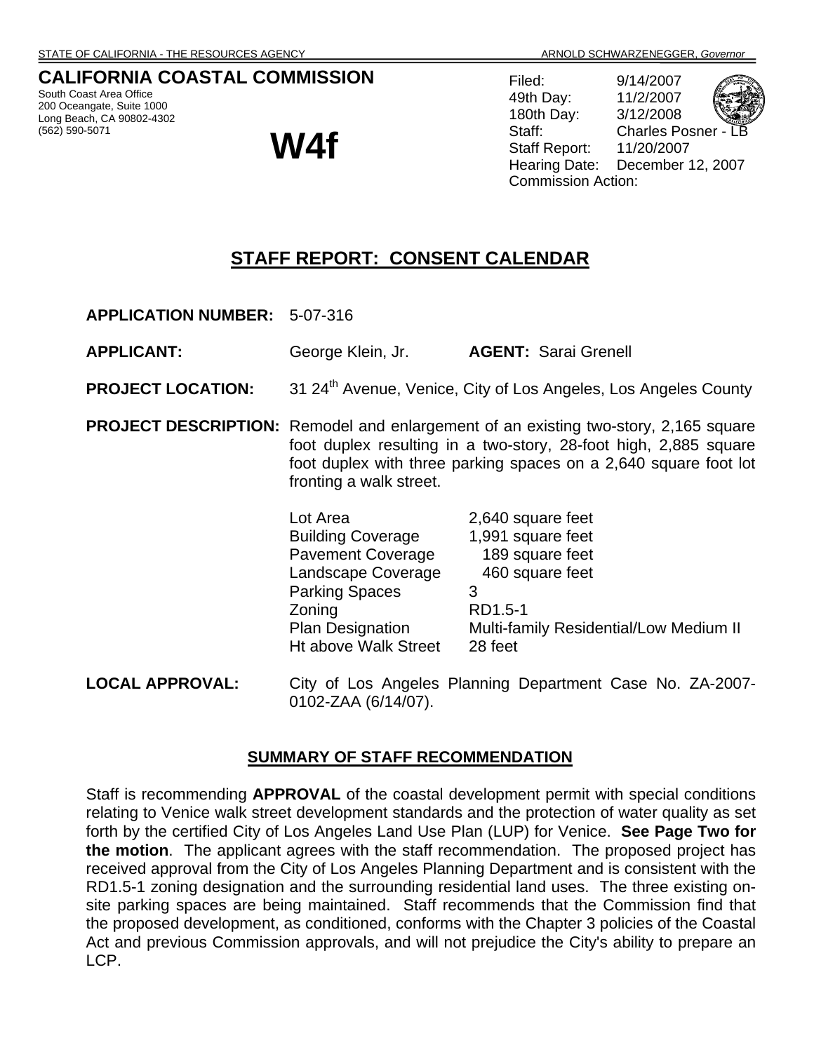STATE OF CALIFORNIA - THE RESOURCES AGENCY ARNOLD SCHWARZENEGGER, *Governor*

**CALIFORNIA COASTAL COMMISSION**

South Coast Area Office
200 Oceangate, Suite 1000
Long Beach, CA 90802-4302
(562) 590-5071

# W4f

Filed: 9/14/2007
49th Day: 11/2/2007
180th Day: 3/12/2008
Staff: Charles Posner - LB
Staff Report: 11/20/2007
Hearing Date: December 12, 2007
Commission Action:

## STAFF REPORT: CONSENT CALENDAR

**APPLICATION NUMBER:** 5-07-316

**APPLICANT:** George Klein, Jr. **AGENT:** Sarai Grenell

**PROJECT LOCATION:** 31 24th Avenue, Venice, City of Los Angeles, Los Angeles County

**PROJECT DESCRIPTION:** Remodel and enlargement of an existing two-story, 2,165 square foot duplex resulting in a two-story, 28-foot high, 2,885 square foot duplex with three parking spaces on a 2,640 square foot lot fronting a walk street.

| | |
|---|---|
| Lot Area | 2,640 square feet |
| Building Coverage | 1,991 square feet |
| Pavement Coverage | 189 square feet |
| Landscape Coverage | 460 square feet |
| Parking Spaces | 3 |
| Zoning | RD1.5-1 |
| Plan Designation | Multi-family Residential/Low Medium II |
| Ht above Walk Street | 28 feet |

**LOCAL APPROVAL:** City of Los Angeles Planning Department Case No. ZA-2007-0102-ZAA (6/14/07).

### SUMMARY OF STAFF RECOMMENDATION

Staff is recommending **APPROVAL** of the coastal development permit with special conditions relating to Venice walk street development standards and the protection of water quality as set forth by the certified City of Los Angeles Land Use Plan (LUP) for Venice. **See Page Two for the motion**. The applicant agrees with the staff recommendation. The proposed project has received approval from the City of Los Angeles Planning Department and is consistent with the RD1.5-1 zoning designation and the surrounding residential land uses. The three existing on-site parking spaces are being maintained. Staff recommends that the Commission find that the proposed development, as conditioned, conforms with the Chapter 3 policies of the Coastal Act and previous Commission approvals, and will not prejudice the City's ability to prepare an LCP.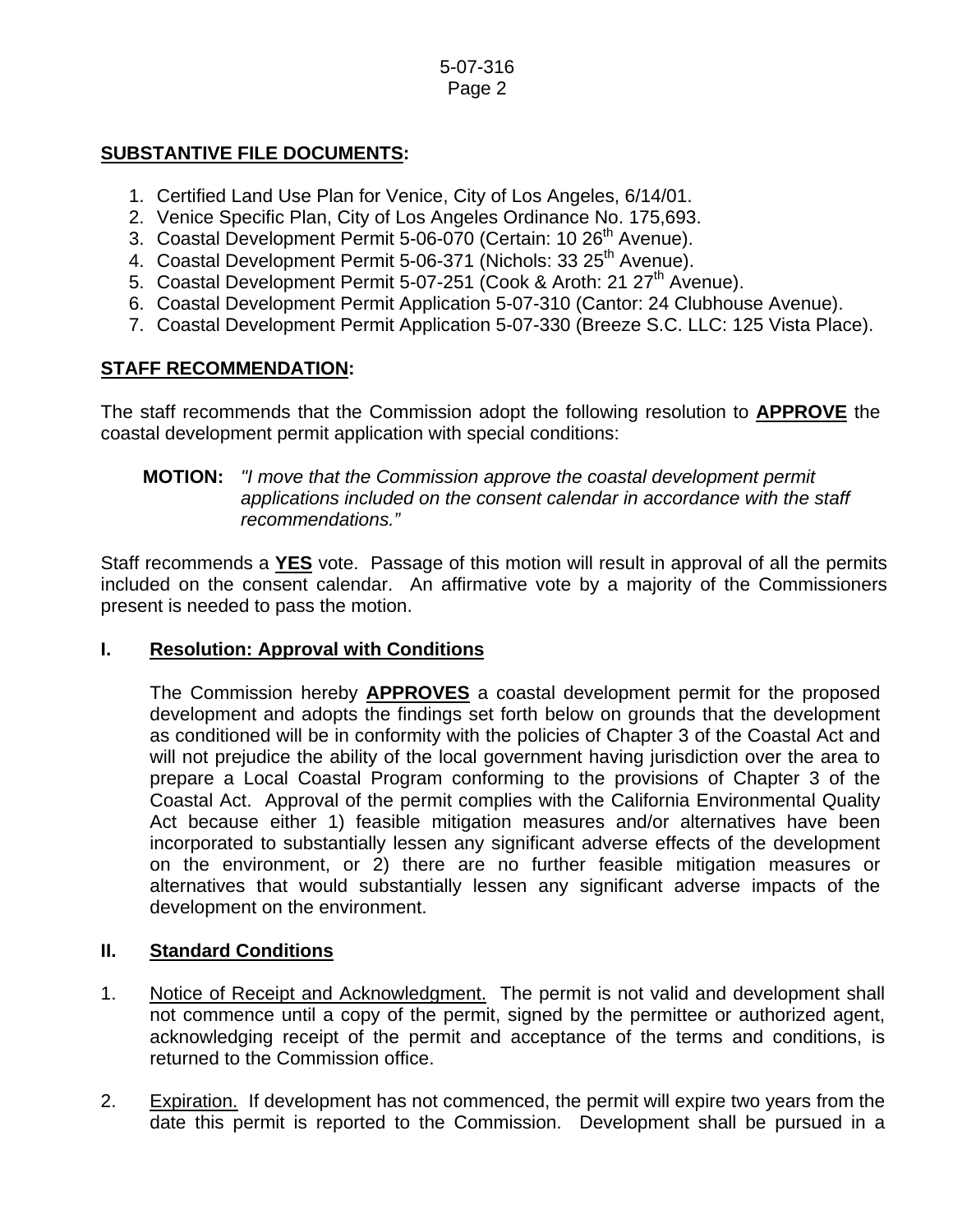**SUBSTANTIVE FILE DOCUMENTS:**

1. Certified Land Use Plan for Venice, City of Los Angeles, 6/14/01.
2. Venice Specific Plan, City of Los Angeles Ordinance No. 175,693.
3. Coastal Development Permit 5-06-070 (Certain: 10 26th Avenue).
4. Coastal Development Permit 5-06-371 (Nichols: 33 25th Avenue).
5. Coastal Development Permit 5-07-251 (Cook & Aroth: 21 27th Avenue).
6. Coastal Development Permit Application 5-07-310 (Cantor: 24 Clubhouse Avenue).
7. Coastal Development Permit Application 5-07-330 (Breeze S.C. LLC: 125 Vista Place).

**STAFF RECOMMENDATION:**

The staff recommends that the Commission adopt the following resolution to **APPROVE** the coastal development permit application with special conditions:

> **MOTION:** *"I move that the Commission approve the coastal development permit applications included on the consent calendar in accordance with the staff recommendations."*

Staff recommends a **YES** vote. Passage of this motion will result in approval of all the permits included on the consent calendar. An affirmative vote by a majority of the Commissioners present is needed to pass the motion.

## I. Resolution: Approval with Conditions

The Commission hereby **APPROVES** a coastal development permit for the proposed development and adopts the findings set forth below on grounds that the development as conditioned will be in conformity with the policies of Chapter 3 of the Coastal Act and will not prejudice the ability of the local government having jurisdiction over the area to prepare a Local Coastal Program conforming to the provisions of Chapter 3 of the Coastal Act. Approval of the permit complies with the California Environmental Quality Act because either 1) feasible mitigation measures and/or alternatives have been incorporated to substantially lessen any significant adverse effects of the development on the environment, or 2) there are no further feasible mitigation measures or alternatives that would substantially lessen any significant adverse impacts of the development on the environment.

## II. Standard Conditions

1. Notice of Receipt and Acknowledgment. The permit is not valid and development shall not commence until a copy of the permit, signed by the permittee or authorized agent, acknowledging receipt of the permit and acceptance of the terms and conditions, is returned to the Commission office.

2. Expiration. If development has not commenced, the permit will expire two years from the date this permit is reported to the Commission. Development shall be pursued in a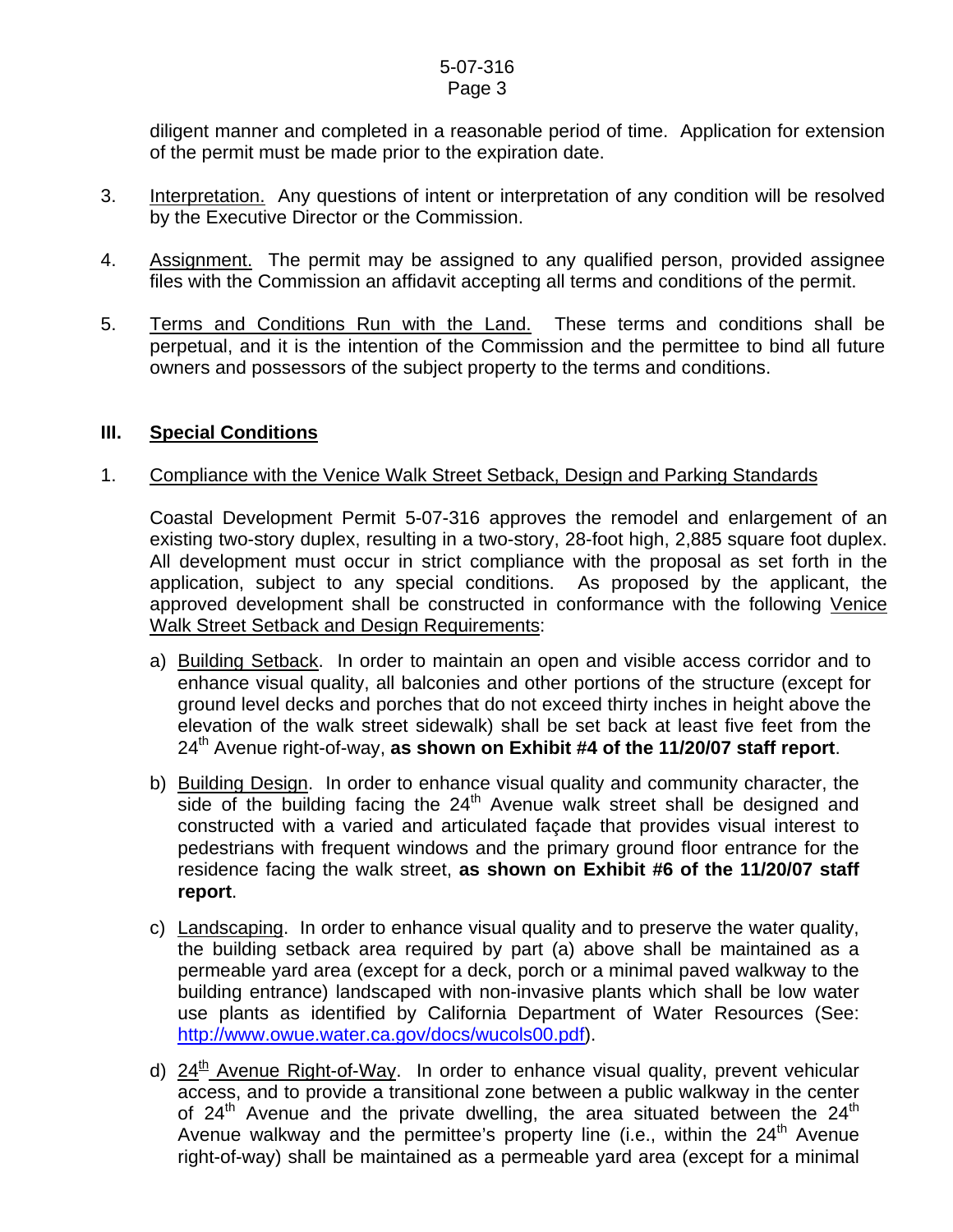diligent manner and completed in a reasonable period of time. Application for extension of the permit must be made prior to the expiration date.

3. Interpretation. Any questions of intent or interpretation of any condition will be resolved by the Executive Director or the Commission.

4. Assignment. The permit may be assigned to any qualified person, provided assignee files with the Commission an affidavit accepting all terms and conditions of the permit.

5. Terms and Conditions Run with the Land. These terms and conditions shall be perpetual, and it is the intention of the Commission and the permittee to bind all future owners and possessors of the subject property to the terms and conditions.

## III. Special Conditions

1. Compliance with the Venice Walk Street Setback, Design and Parking Standards

   Coastal Development Permit 5-07-316 approves the remodel and enlargement of an existing two-story duplex, resulting in a two-story, 28-foot high, 2,885 square foot duplex. All development must occur in strict compliance with the proposal as set forth in the application, subject to any special conditions. As proposed by the applicant, the approved development shall be constructed in conformance with the following Venice Walk Street Setback and Design Requirements:

   a) Building Setback. In order to maintain an open and visible access corridor and to enhance visual quality, all balconies and other portions of the structure (except for ground level decks and porches that do not exceed thirty inches in height above the elevation of the walk street sidewalk) shall be set back at least five feet from the 24th Avenue right-of-way, **as shown on Exhibit #4 of the 11/20/07 staff report**.

   b) Building Design. In order to enhance visual quality and community character, the side of the building facing the 24th Avenue walk street shall be designed and constructed with a varied and articulated façade that provides visual interest to pedestrians with frequent windows and the primary ground floor entrance for the residence facing the walk street, **as shown on Exhibit #6 of the 11/20/07 staff report**.

   c) Landscaping. In order to enhance visual quality and to preserve the water quality, the building setback area required by part (a) above shall be maintained as a permeable yard area (except for a deck, porch or a minimal paved walkway to the building entrance) landscaped with non-invasive plants which shall be low water use plants as identified by California Department of Water Resources (See: http://www.owue.water.ca.gov/docs/wucols00.pdf).

   d) 24th Avenue Right-of-Way. In order to enhance visual quality, prevent vehicular access, and to provide a transitional zone between a public walkway in the center of 24th Avenue and the private dwelling, the area situated between the 24th Avenue walkway and the permittee's property line (i.e., within the 24th Avenue right-of-way) shall be maintained as a permeable yard area (except for a minimal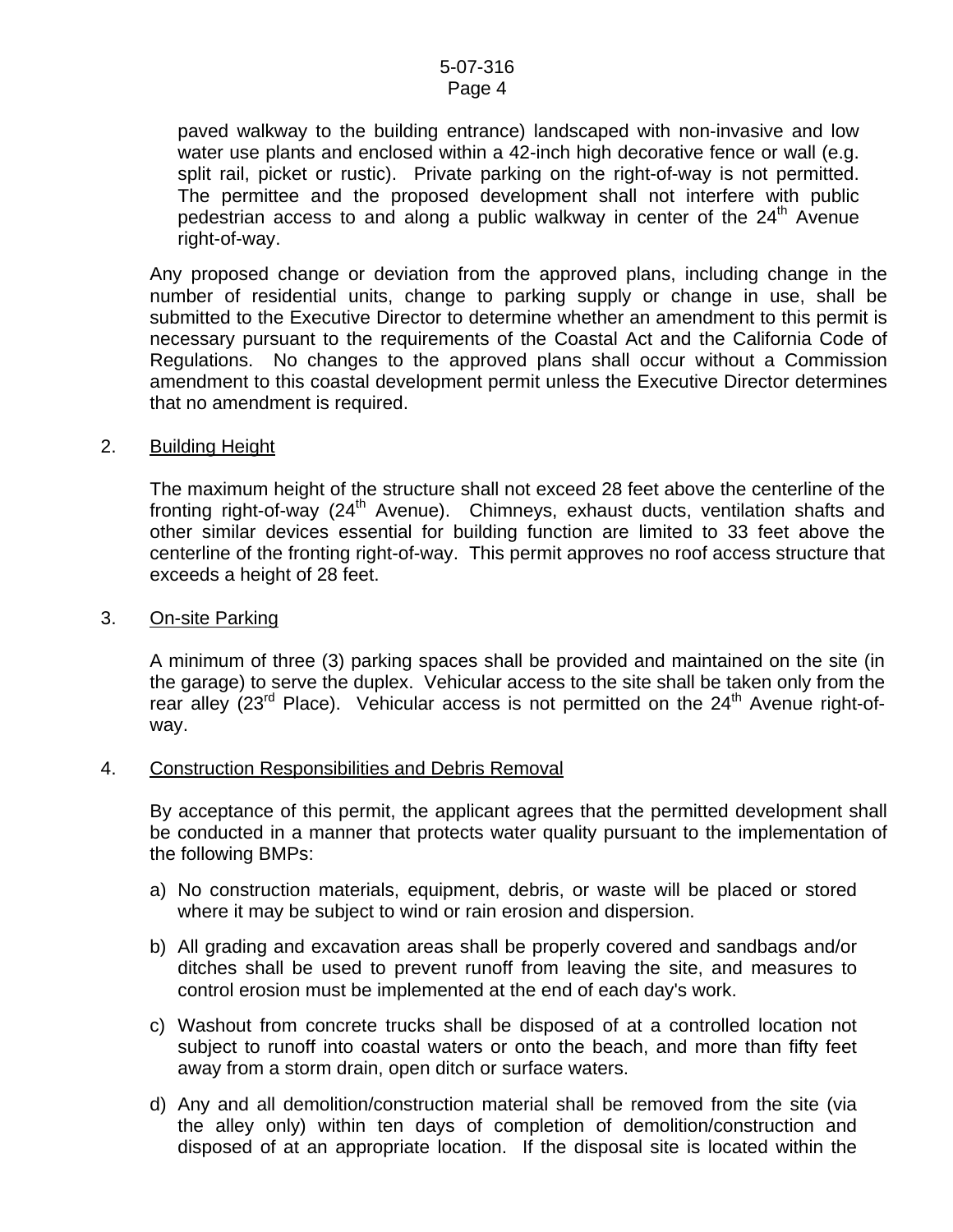paved walkway to the building entrance) landscaped with non-invasive and low water use plants and enclosed within a 42-inch high decorative fence or wall (e.g. split rail, picket or rustic). Private parking on the right-of-way is not permitted. The permittee and the proposed development shall not interfere with public pedestrian access to and along a public walkway in center of the 24th Avenue right-of-way.

Any proposed change or deviation from the approved plans, including change in the number of residential units, change to parking supply or change in use, shall be submitted to the Executive Director to determine whether an amendment to this permit is necessary pursuant to the requirements of the Coastal Act and the California Code of Regulations. No changes to the approved plans shall occur without a Commission amendment to this coastal development permit unless the Executive Director determines that no amendment is required.

2. Building Height

The maximum height of the structure shall not exceed 28 feet above the centerline of the fronting right-of-way (24th Avenue). Chimneys, exhaust ducts, ventilation shafts and other similar devices essential for building function are limited to 33 feet above the centerline of the fronting right-of-way. This permit approves no roof access structure that exceeds a height of 28 feet.

3. On-site Parking

A minimum of three (3) parking spaces shall be provided and maintained on the site (in the garage) to serve the duplex. Vehicular access to the site shall be taken only from the rear alley (23rd Place). Vehicular access is not permitted on the 24th Avenue right-of-way.

4. Construction Responsibilities and Debris Removal

By acceptance of this permit, the applicant agrees that the permitted development shall be conducted in a manner that protects water quality pursuant to the implementation of the following BMPs:

a) No construction materials, equipment, debris, or waste will be placed or stored where it may be subject to wind or rain erosion and dispersion.

b) All grading and excavation areas shall be properly covered and sandbags and/or ditches shall be used to prevent runoff from leaving the site, and measures to control erosion must be implemented at the end of each day's work.

c) Washout from concrete trucks shall be disposed of at a controlled location not subject to runoff into coastal waters or onto the beach, and more than fifty feet away from a storm drain, open ditch or surface waters.

d) Any and all demolition/construction material shall be removed from the site (via the alley only) within ten days of completion of demolition/construction and disposed of at an appropriate location. If the disposal site is located within the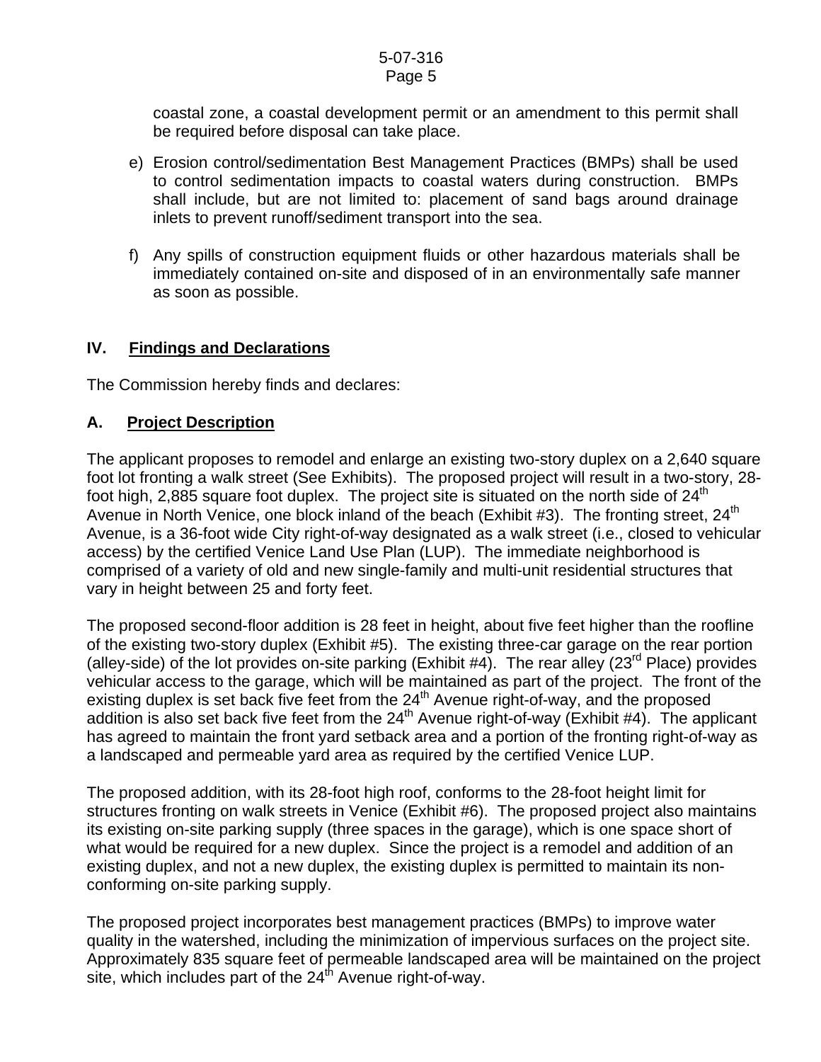coastal zone, a coastal development permit or an amendment to this permit shall be required before disposal can take place.

e) Erosion control/sedimentation Best Management Practices (BMPs) shall be used to control sedimentation impacts to coastal waters during construction. BMPs shall include, but are not limited to: placement of sand bags around drainage inlets to prevent runoff/sediment transport into the sea.

f) Any spills of construction equipment fluids or other hazardous materials shall be immediately contained on-site and disposed of in an environmentally safe manner as soon as possible.

## IV. Findings and Declarations

The Commission hereby finds and declares:

### A. Project Description

The applicant proposes to remodel and enlarge an existing two-story duplex on a 2,640 square foot lot fronting a walk street (See Exhibits). The proposed project will result in a two-story, 28-foot high, 2,885 square foot duplex. The project site is situated on the north side of 24th Avenue in North Venice, one block inland of the beach (Exhibit #3). The fronting street, 24th Avenue, is a 36-foot wide City right-of-way designated as a walk street (i.e., closed to vehicular access) by the certified Venice Land Use Plan (LUP). The immediate neighborhood is comprised of a variety of old and new single-family and multi-unit residential structures that vary in height between 25 and forty feet.

The proposed second-floor addition is 28 feet in height, about five feet higher than the roofline of the existing two-story duplex (Exhibit #5). The existing three-car garage on the rear portion (alley-side) of the lot provides on-site parking (Exhibit #4). The rear alley (23rd Place) provides vehicular access to the garage, which will be maintained as part of the project. The front of the existing duplex is set back five feet from the 24th Avenue right-of-way, and the proposed addition is also set back five feet from the 24th Avenue right-of-way (Exhibit #4). The applicant has agreed to maintain the front yard setback area and a portion of the fronting right-of-way as a landscaped and permeable yard area as required by the certified Venice LUP.

The proposed addition, with its 28-foot high roof, conforms to the 28-foot height limit for structures fronting on walk streets in Venice (Exhibit #6). The proposed project also maintains its existing on-site parking supply (three spaces in the garage), which is one space short of what would be required for a new duplex. Since the project is a remodel and addition of an existing duplex, and not a new duplex, the existing duplex is permitted to maintain its non-conforming on-site parking supply.

The proposed project incorporates best management practices (BMPs) to improve water quality in the watershed, including the minimization of impervious surfaces on the project site. Approximately 835 square feet of permeable landscaped area will be maintained on the project site, which includes part of the 24th Avenue right-of-way.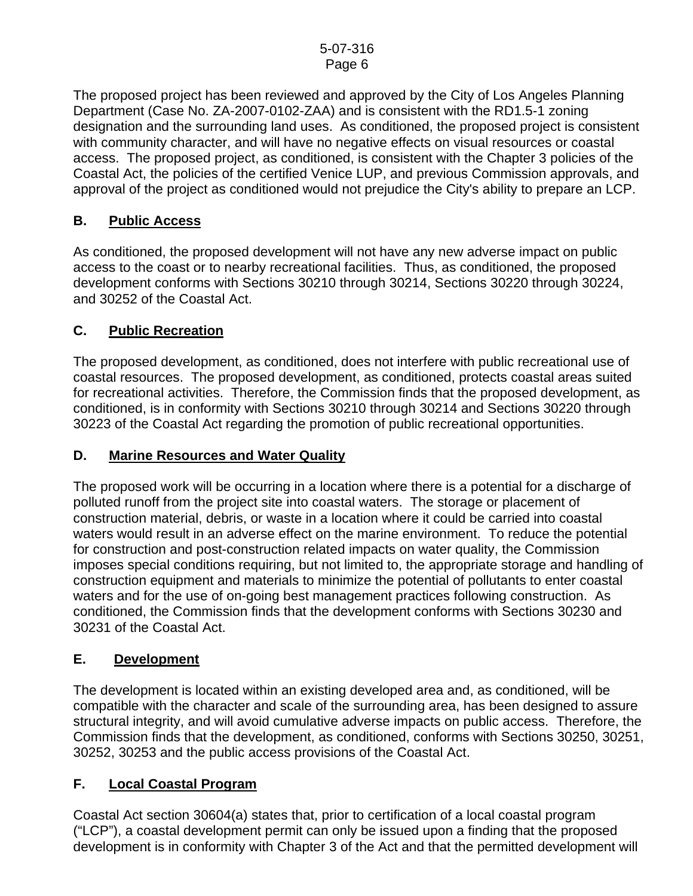The proposed project has been reviewed and approved by the City of Los Angeles Planning Department (Case No. ZA-2007-0102-ZAA) and is consistent with the RD1.5-1 zoning designation and the surrounding land uses. As conditioned, the proposed project is consistent with community character, and will have no negative effects on visual resources or coastal access. The proposed project, as conditioned, is consistent with the Chapter 3 policies of the Coastal Act, the policies of the certified Venice LUP, and previous Commission approvals, and approval of the project as conditioned would not prejudice the City's ability to prepare an LCP.

## B. Public Access

As conditioned, the proposed development will not have any new adverse impact on public access to the coast or to nearby recreational facilities. Thus, as conditioned, the proposed development conforms with Sections 30210 through 30214, Sections 30220 through 30224, and 30252 of the Coastal Act.

## C. Public Recreation

The proposed development, as conditioned, does not interfere with public recreational use of coastal resources. The proposed development, as conditioned, protects coastal areas suited for recreational activities. Therefore, the Commission finds that the proposed development, as conditioned, is in conformity with Sections 30210 through 30214 and Sections 30220 through 30223 of the Coastal Act regarding the promotion of public recreational opportunities.

## D. Marine Resources and Water Quality

The proposed work will be occurring in a location where there is a potential for a discharge of polluted runoff from the project site into coastal waters. The storage or placement of construction material, debris, or waste in a location where it could be carried into coastal waters would result in an adverse effect on the marine environment. To reduce the potential for construction and post-construction related impacts on water quality, the Commission imposes special conditions requiring, but not limited to, the appropriate storage and handling of construction equipment and materials to minimize the potential of pollutants to enter coastal waters and for the use of on-going best management practices following construction. As conditioned, the Commission finds that the development conforms with Sections 30230 and 30231 of the Coastal Act.

## E. Development

The development is located within an existing developed area and, as conditioned, will be compatible with the character and scale of the surrounding area, has been designed to assure structural integrity, and will avoid cumulative adverse impacts on public access. Therefore, the Commission finds that the development, as conditioned, conforms with Sections 30250, 30251, 30252, 30253 and the public access provisions of the Coastal Act.

## F. Local Coastal Program

Coastal Act section 30604(a) states that, prior to certification of a local coastal program ("LCP"), a coastal development permit can only be issued upon a finding that the proposed development is in conformity with Chapter 3 of the Act and that the permitted development will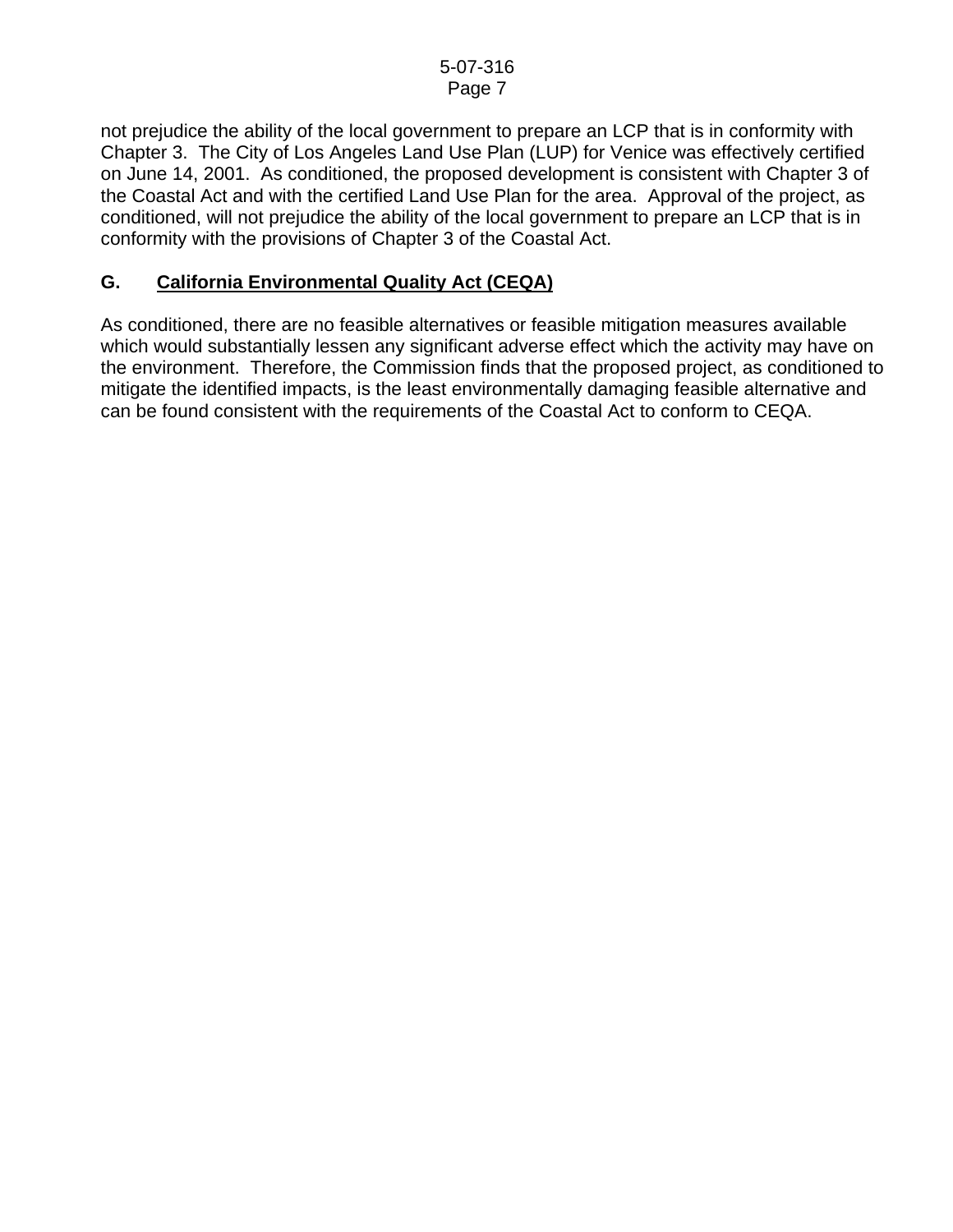not prejudice the ability of the local government to prepare an LCP that is in conformity with Chapter 3. The City of Los Angeles Land Use Plan (LUP) for Venice was effectively certified on June 14, 2001. As conditioned, the proposed development is consistent with Chapter 3 of the Coastal Act and with the certified Land Use Plan for the area. Approval of the project, as conditioned, will not prejudice the ability of the local government to prepare an LCP that is in conformity with the provisions of Chapter 3 of the Coastal Act.

## G. California Environmental Quality Act (CEQA)

As conditioned, there are no feasible alternatives or feasible mitigation measures available which would substantially lessen any significant adverse effect which the activity may have on the environment. Therefore, the Commission finds that the proposed project, as conditioned to mitigate the identified impacts, is the least environmentally damaging feasible alternative and can be found consistent with the requirements of the Coastal Act to conform to CEQA.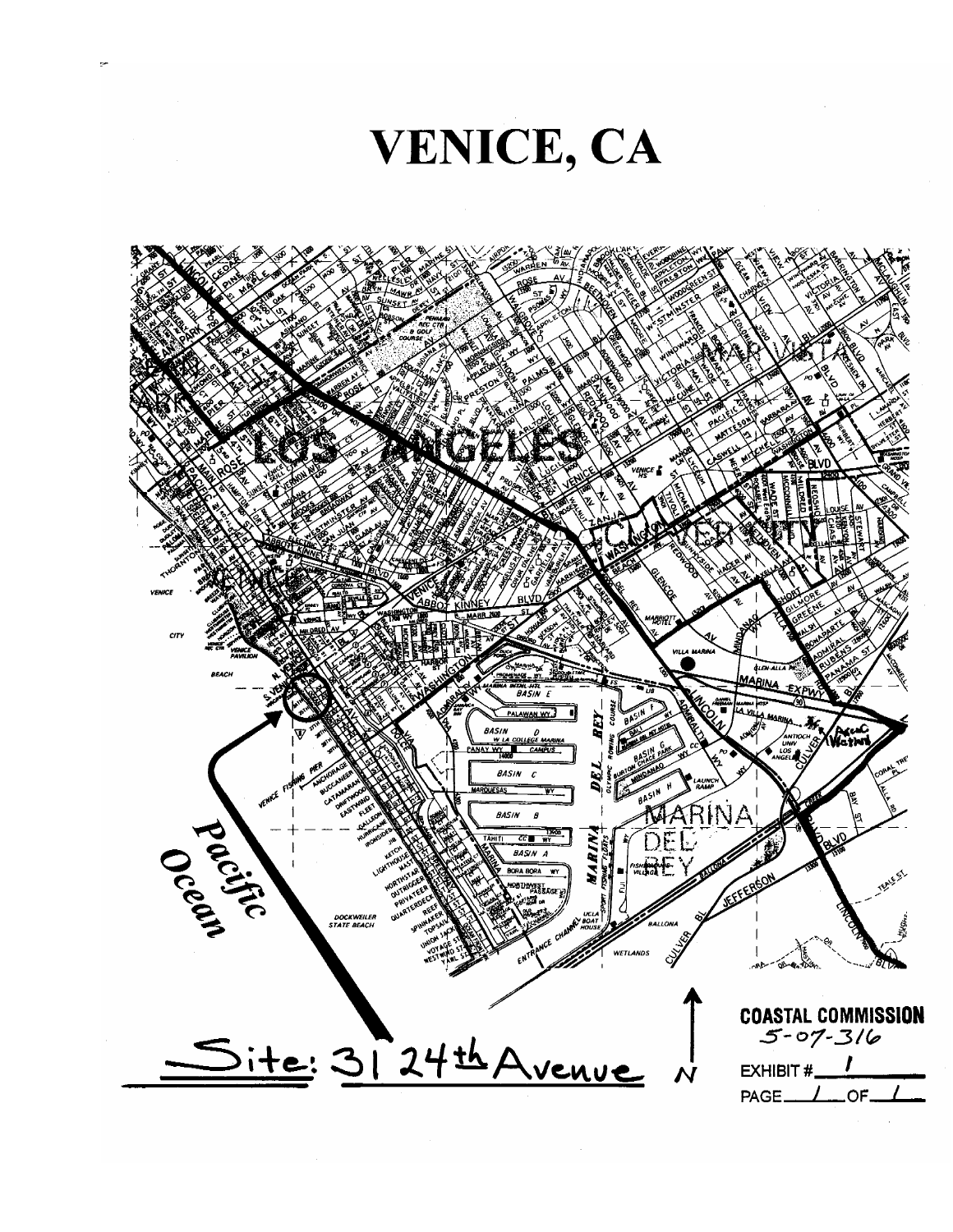# VENICE, CA

Site: 31 24th Avenue

COASTAL COMMISSION
5-07-316

EXHIBIT # 1

PAGE 1 OF 1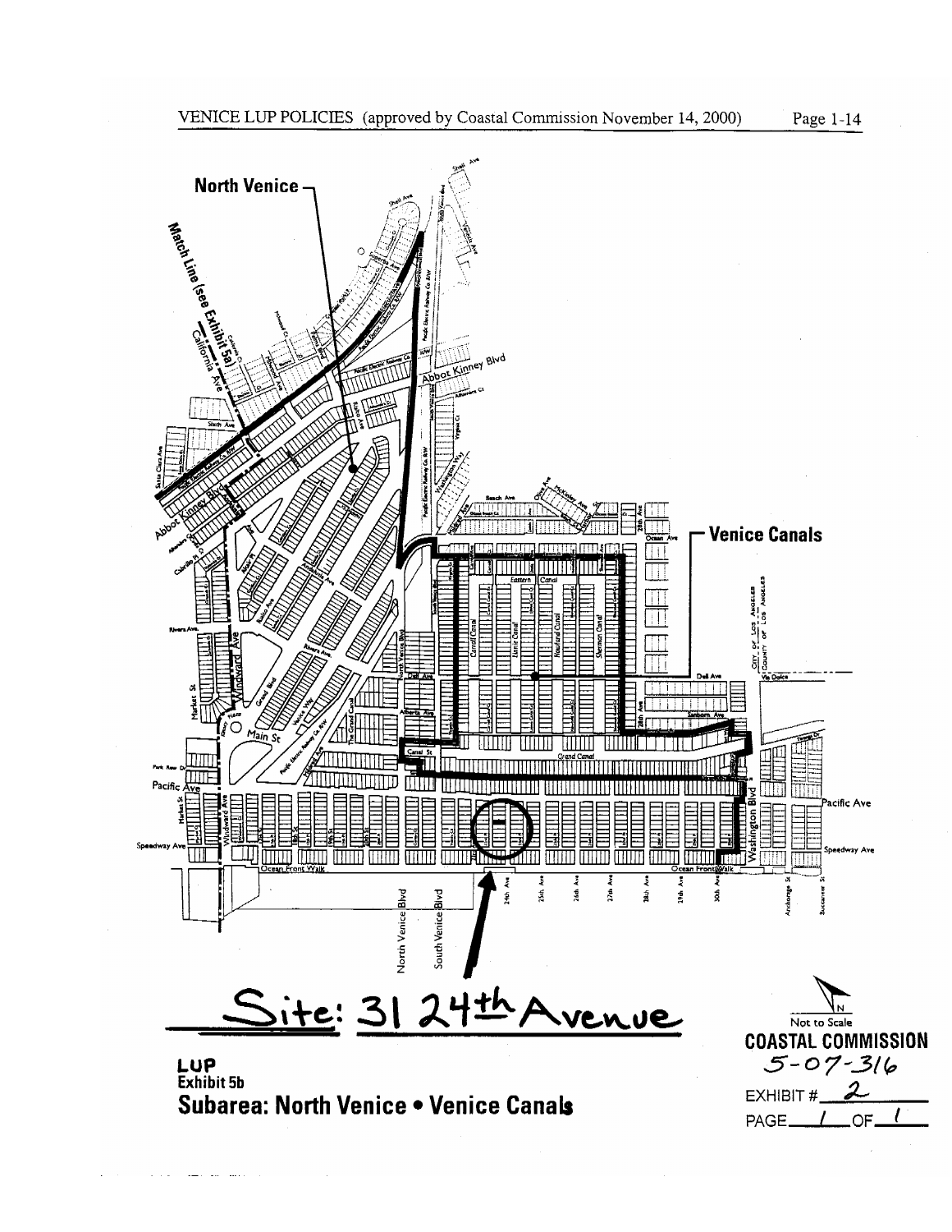VENICE LUP POLICIES (approved by Coastal Commission November 14, 2000)

North Venice

Venice Canals

Site: 31 24th Avenue

Not to Scale

**COASTAL COMMISSION**
5-07-316

EXHIBIT # 2

PAGE 1 OF 1

**LUP**
**Exhibit 5b**
**Subarea: North Venice • Venice Canals**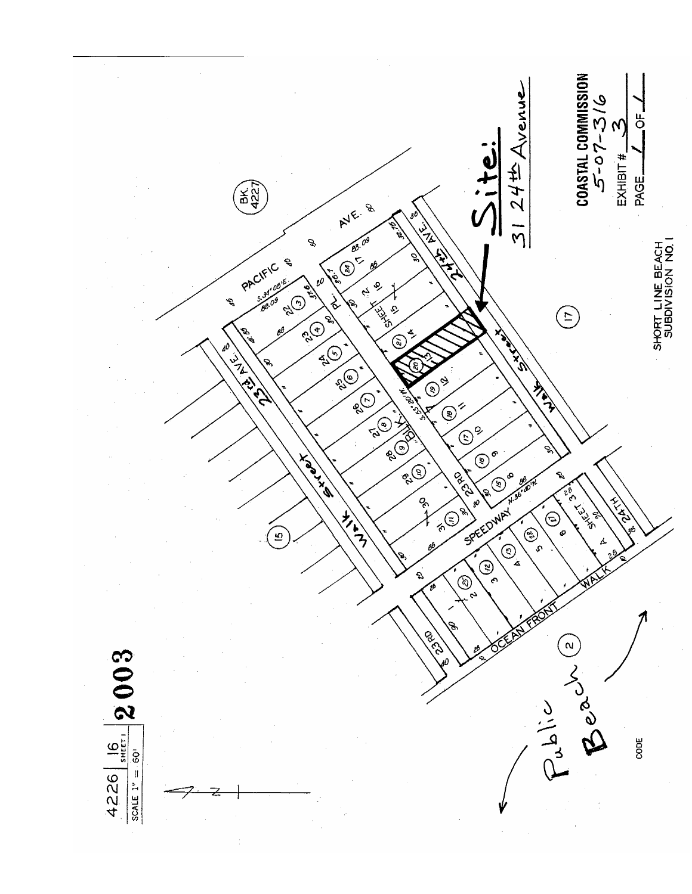4226 | 16 SHEET 1 | **2003**

SCALE 1" = 60'

**Site:**

31 24th Avenue

**COASTAL COMMISSION**

5-07-316

EXHIBIT # 3

PAGE 1 OF 1

SHORT LINE BEACH SUBDIVISION NO. 1

Public Beach

CODE

BK. 4227

PACIFIC AVE.

23rd AVE.

24th AVE.

Walk Street

SPEEDWAY

OCEAN FRONT WALK

23RD

24TH

PL.

BLK. 17

SHEET 2

SHEET 3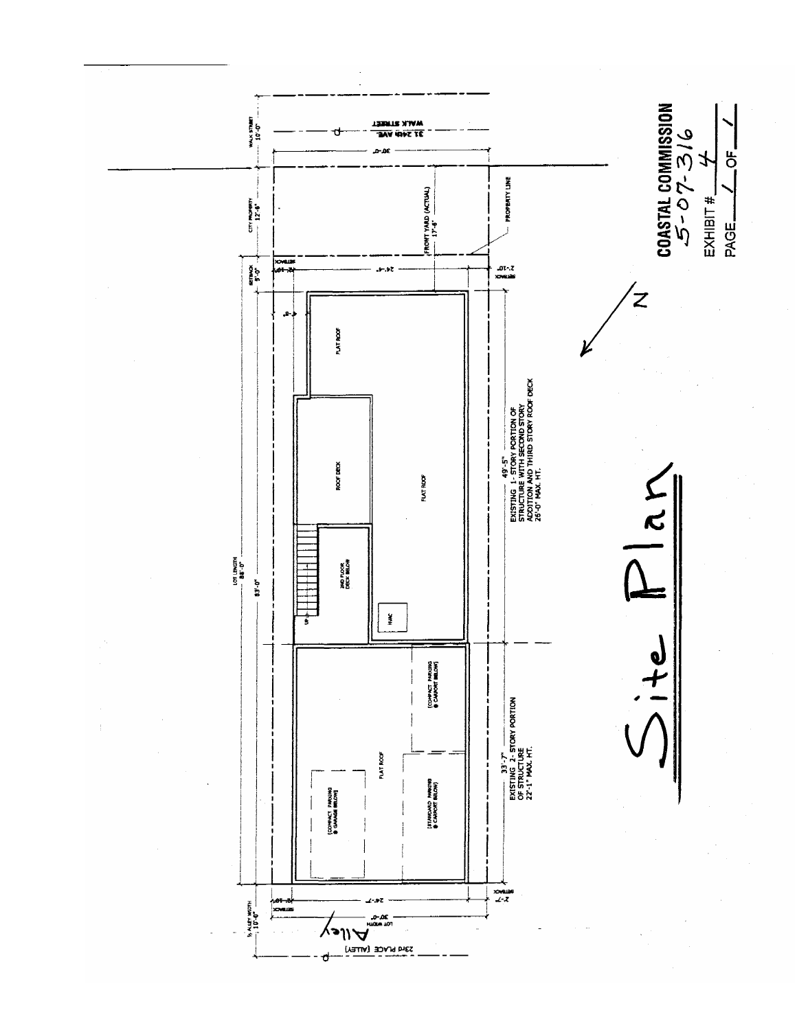# Site Plan

COASTAL COMMISSION
5-07-316

EXHIBIT # 4

PAGE 1 OF 1

WALK STREET 10'-0"

31 24th AVE

WALK STREET

30'-0"

CITY PROPERTY 12'-6"

FRONT YARD (ACTUAL) 17'-6"

PROPERTY LINE

SETBACK 5'-0"

2'-10" SETBACK

24'-4"

2'-10" SETBACK

FLAT ROOF

ROOF DECK

FLAT ROOF

2ND FLOOR DECK BELOW

UP

HVAC

LOT LENGTH 88'-0"

83'-0"

49'-5"
EXISTING 1-STORY PORTION OF STRUCTURE WITH SECOND STORY ADDITION AND THIRD STORY ROOF DECK
26'-0" MAX. HT.

(COMPACT PARKING @ CARPORT BELOW)

FLAT ROOF

(COMPACT PARKING @ GARAGE BELOW)

(STANDARD PARKING @ CARPORT BELOW)

33'-7"
EXISTING 2-STORY PORTION OF STRUCTURE
22'-1" MAX. HT.

N

½ ALLEY WIDTH 10'-0"

SETBACK 2'-10"

24'-7"

SETBACK 2'-7"

LOT WIDTH 30'-0"

Alley

23rd PLACE (ALLEY)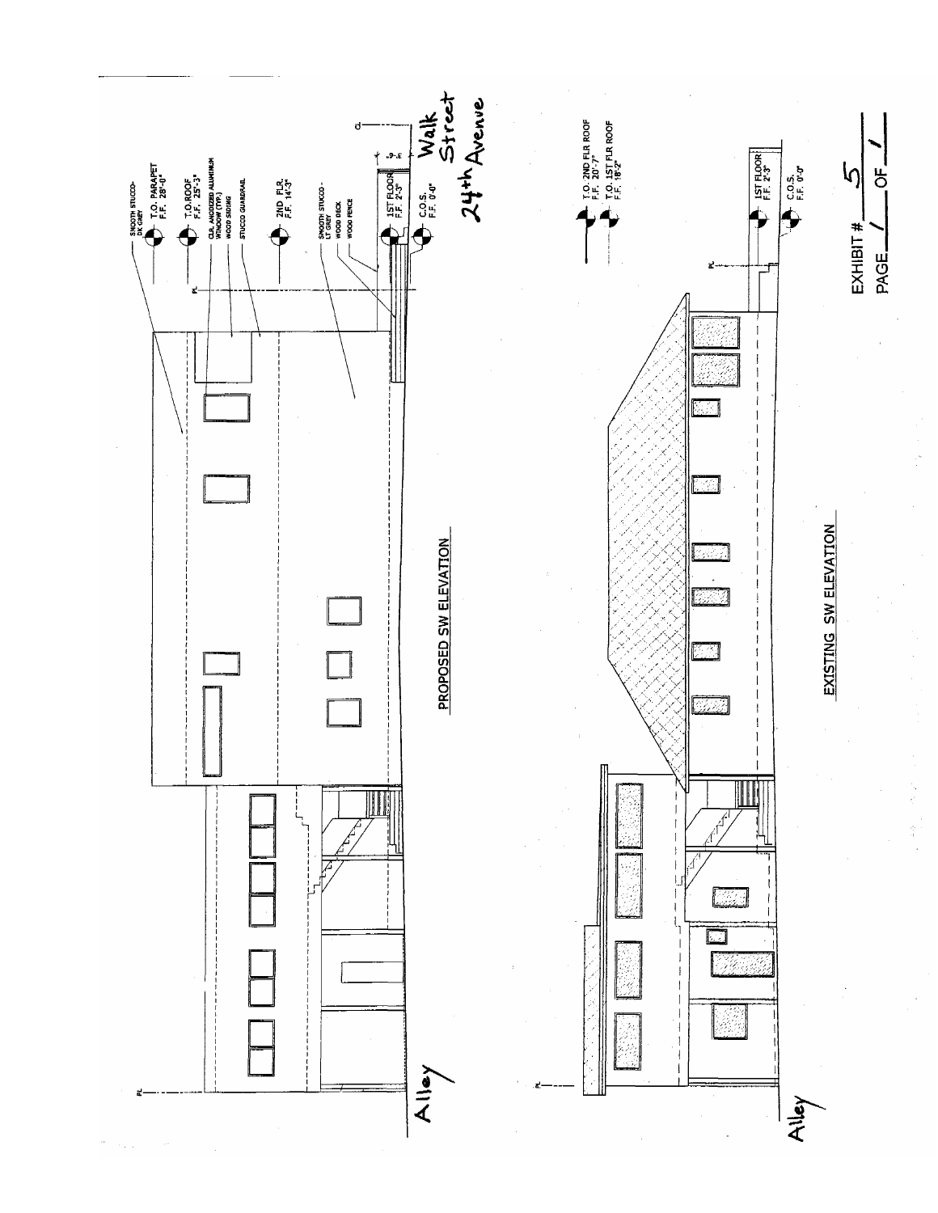PROPOSED SW ELEVATION

SMOOTH STUCCO-DK GREY

T.O. PARAPET F.F. 28'-0"

T.O. ROOF F.F. 25'-3"

CLR. ANODIZED ALUMINUM WINDOW (TYP.)

WOOD SIDING

STUCCO GUARDRAIL

2ND FLR. F.F. 14'-3"

SMOOTH STUCCO - LT GREY

WOOD DECK

WOOD FENCE

1ST FLOOR F.F. 2'-3"

C.O.S. F.F. 0'-0"

Walk Street

24th Avenue

Alley

EXISTING SW ELEVATION

T.O. 2ND FLR ROOF F.F. 20'-7"

T.O. 1ST FLR ROOF F.F. 18'-2"

1ST FLOOR F.F. 2'-3"

C.O.S. F.F. 0'-0"

Alley

EXHIBIT # 5

PAGE 1 OF 1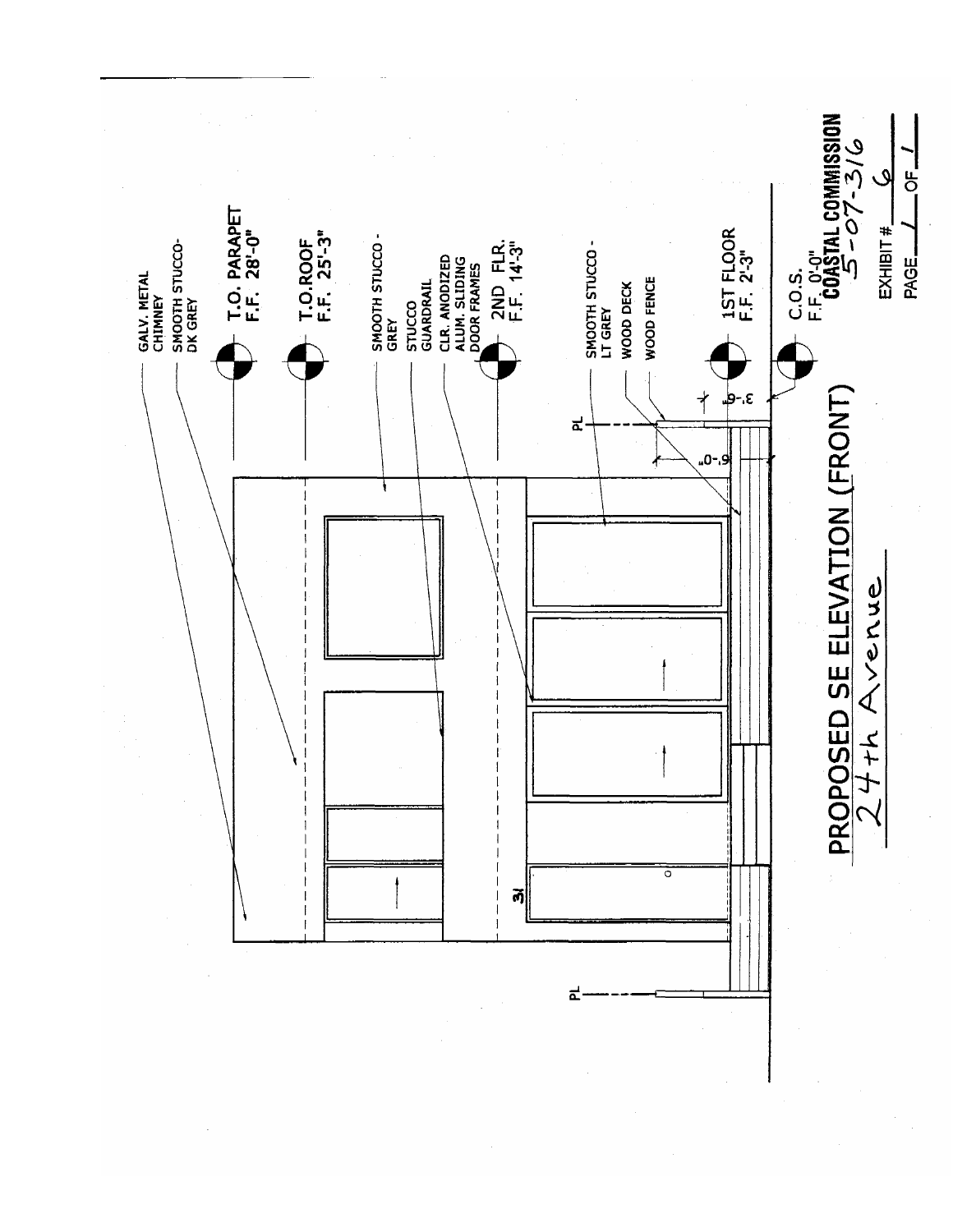GALV. METAL CHIMNEY

SMOOTH STUCCO- DK GREY

T.O. PARAPET F.F. 28'-0"

T.O.ROOF F.F. 25'-3"

SMOOTH STUCCO - GREY

STUCCO GUARDRAIL

CLR. ANODIZED ALUM. SLIDING DOOR FRAMES

2ND FLR. F.F. 14'-3"

SMOOTH STUCCO - LT GREY

WOOD DECK

WOOD FENCE

1ST FLOOR F.F. 2'-3"

C.O.S. F.F. 0'-0"

PL

PL

6'-0"

3'-6"

# PROPOSED SE ELEVATION (FRONT)

24th Avenue

COASTAL COMMISSION
5-07-316

EXHIBIT # 6

PAGE 1 OF 1